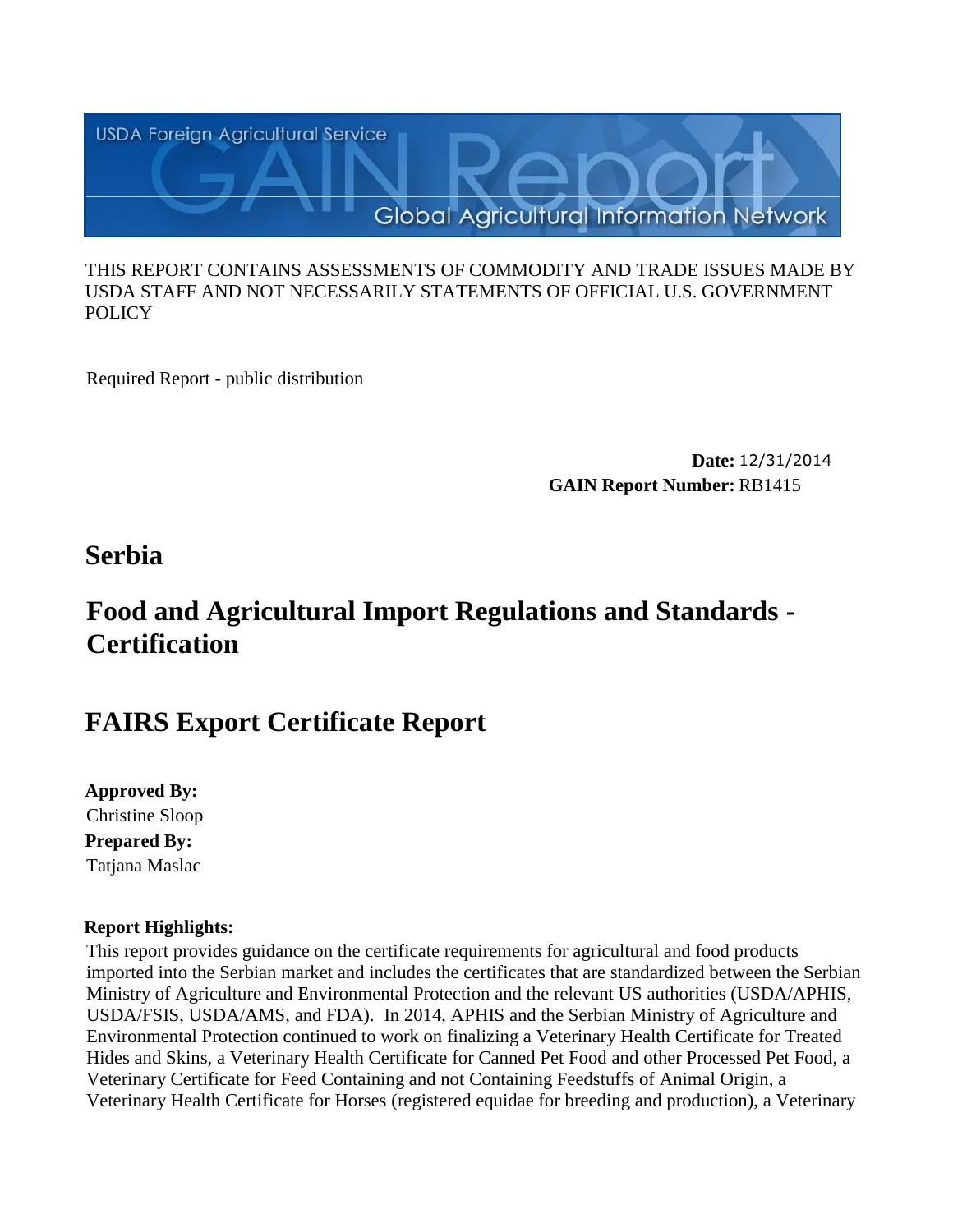USDA Foreign Agricultural Service

# GAIN Report

Global Agricultural Information Network

THIS REPORT CONTAINS ASSESSMENTS OF COMMODITY AND TRADE ISSUES MADE BY USDA STAFF AND NOT NECESSARILY STATEMENTS OF OFFICIAL U.S. GOVERNMENT POLICY

Required Report - public distribution

**Date:** 12/31/2014
**GAIN Report Number:** RB1415

## Serbia

## Food and Agricultural Import Regulations and Standards - Certification

## FAIRS Export Certificate Report

**Approved By:**
Christine Sloop
**Prepared By:**
Tatjana Maslac

**Report Highlights:**
This report provides guidance on the certificate requirements for agricultural and food products imported into the Serbian market and includes the certificates that are standardized between the Serbian Ministry of Agriculture and Environmental Protection and the relevant US authorities (USDA/APHIS, USDA/FSIS, USDA/AMS, and FDA). In 2014, APHIS and the Serbian Ministry of Agriculture and Environmental Protection continued to work on finalizing a Veterinary Health Certificate for Treated Hides and Skins, a Veterinary Health Certificate for Canned Pet Food and other Processed Pet Food, a Veterinary Certificate for Feed Containing and not Containing Feedstuffs of Animal Origin, a Veterinary Health Certificate for Horses (registered equidae for breeding and production), a Veterinary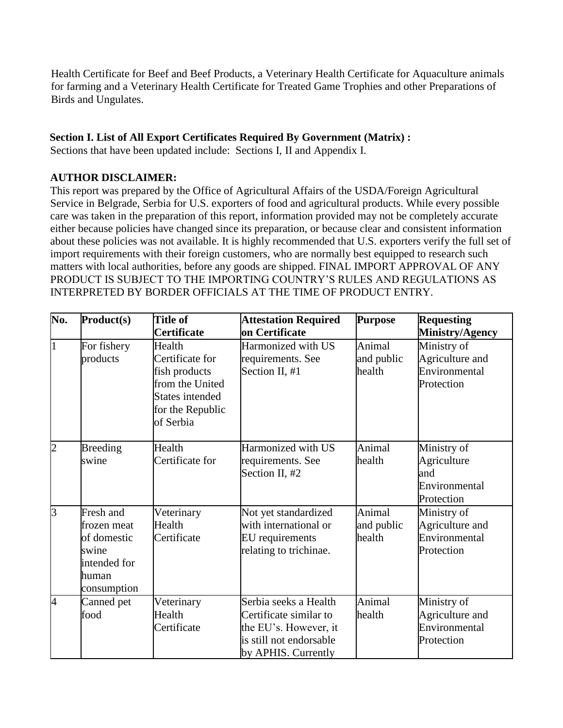Health Certificate for Beef and Beef Products, a Veterinary Health Certificate for Aquaculture animals for farming and a Veterinary Health Certificate for Treated Game Trophies and other Preparations of Birds and Ungulates.

**Section I. List of All Export Certificates Required By Government (Matrix) :**

Sections that have been updated include: Sections I, II and Appendix I.

**AUTHOR DISCLAIMER:**

This report was prepared by the Office of Agricultural Affairs of the USDA/Foreign Agricultural Service in Belgrade, Serbia for U.S. exporters of food and agricultural products. While every possible care was taken in the preparation of this report, information provided may not be completely accurate either because policies have changed since its preparation, or because clear and consistent information about these policies was not available. It is highly recommended that U.S. exporters verify the full set of import requirements with their foreign customers, who are normally best equipped to research such matters with local authorities, before any goods are shipped. FINAL IMPORT APPROVAL OF ANY PRODUCT IS SUBJECT TO THE IMPORTING COUNTRY'S RULES AND REGULATIONS AS INTERPRETED BY BORDER OFFICIALS AT THE TIME OF PRODUCT ENTRY.

| No. | Product(s) | Title of Certificate | Attestation Required on Certificate | Purpose | Requesting Ministry/Agency |
|---|---|---|---|---|---|
| 1 | For fishery products | Health Certificate for fish products from the United States intended for the Republic of Serbia | Harmonized with US requirements. See Section II, #1 | Animal and public health | Ministry of Agriculture and Environmental Protection |
| 2 | Breeding swine | Health Certificate for | Harmonized with US requirements. See Section II, #2 | Animal health | Ministry of Agriculture and Environmental Protection |
| 3 | Fresh and frozen meat of domestic swine intended for human consumption | Veterinary Health Certificate | Not yet standardized with international or EU requirements relating to trichinae. | Animal and public health | Ministry of Agriculture and Environmental Protection |
| 4 | Canned pet food | Veterinary Health Certificate | Serbia seeks a Health Certificate similar to the EU's. However, it is still not endorsable by APHIS. Currently | Animal health | Ministry of Agriculture and Environmental Protection |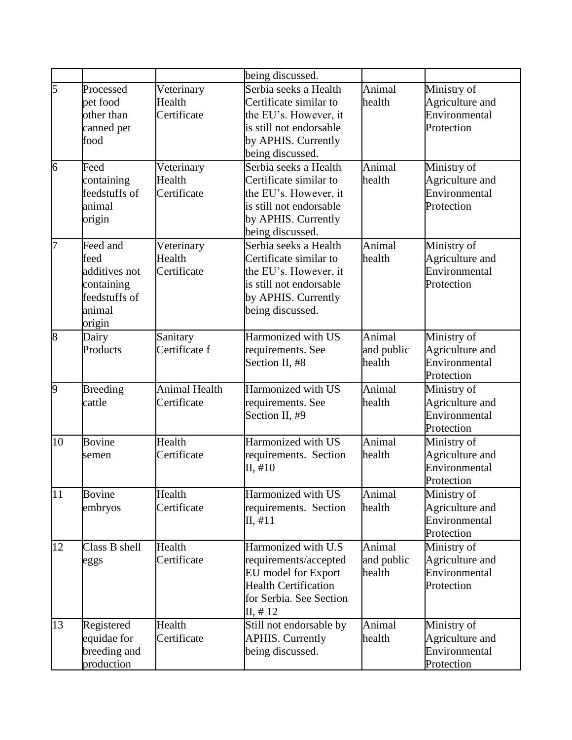|  |  |  | being discussed. |  |  |
|---|---|---|---|---|---|
| 5 | Processed pet food other than canned pet food | Veterinary Health Certificate | Serbia seeks a Health Certificate similar to the EU's. However, it is still not endorsable by APHIS. Currently being discussed. | Animal health | Ministry of Agriculture and Environmental Protection |
| 6 | Feed containing feedstuffs of animal origin | Veterinary Health Certificate | Serbia seeks a Health Certificate similar to the EU's. However, it is still not endorsable by APHIS. Currently being discussed. | Animal health | Ministry of Agriculture and Environmental Protection |
| 7 | Feed and feed additives not containing feedstuffs of animal origin | Veterinary Health Certificate | Serbia seeks a Health Certificate similar to the EU's. However, it is still not endorsable by APHIS. Currently being discussed. | Animal health | Ministry of Agriculture and Environmental Protection |
| 8 | Dairy Products | Sanitary Certificate f | Harmonized with US requirements. See Section II, #8 | Animal and public health | Ministry of Agriculture and Environmental Protection |
| 9 | Breeding cattle | Animal Health Certificate | Harmonized with US requirements. See Section II, #9 | Animal health | Ministry of Agriculture and Environmental Protection |
| 10 | Bovine semen | Health Certificate | Harmonized with US requirements. Section II, #10 | Animal health | Ministry of Agriculture and Environmental Protection |
| 11 | Bovine embryos | Health Certificate | Harmonized with US requirements. Section II, #11 | Animal health | Ministry of Agriculture and Environmental Protection |
| 12 | Class B shell eggs | Health Certificate | Harmonized with U.S requirements/accepted EU model for Export Health Certification for Serbia. See Section II, # 12 | Animal and public health | Ministry of Agriculture and Environmental Protection |
| 13 | Registered equidae for breeding and production | Health Certificate | Still not endorsable by APHIS. Currently being discussed. | Animal health | Ministry of Agriculture and Environmental Protection |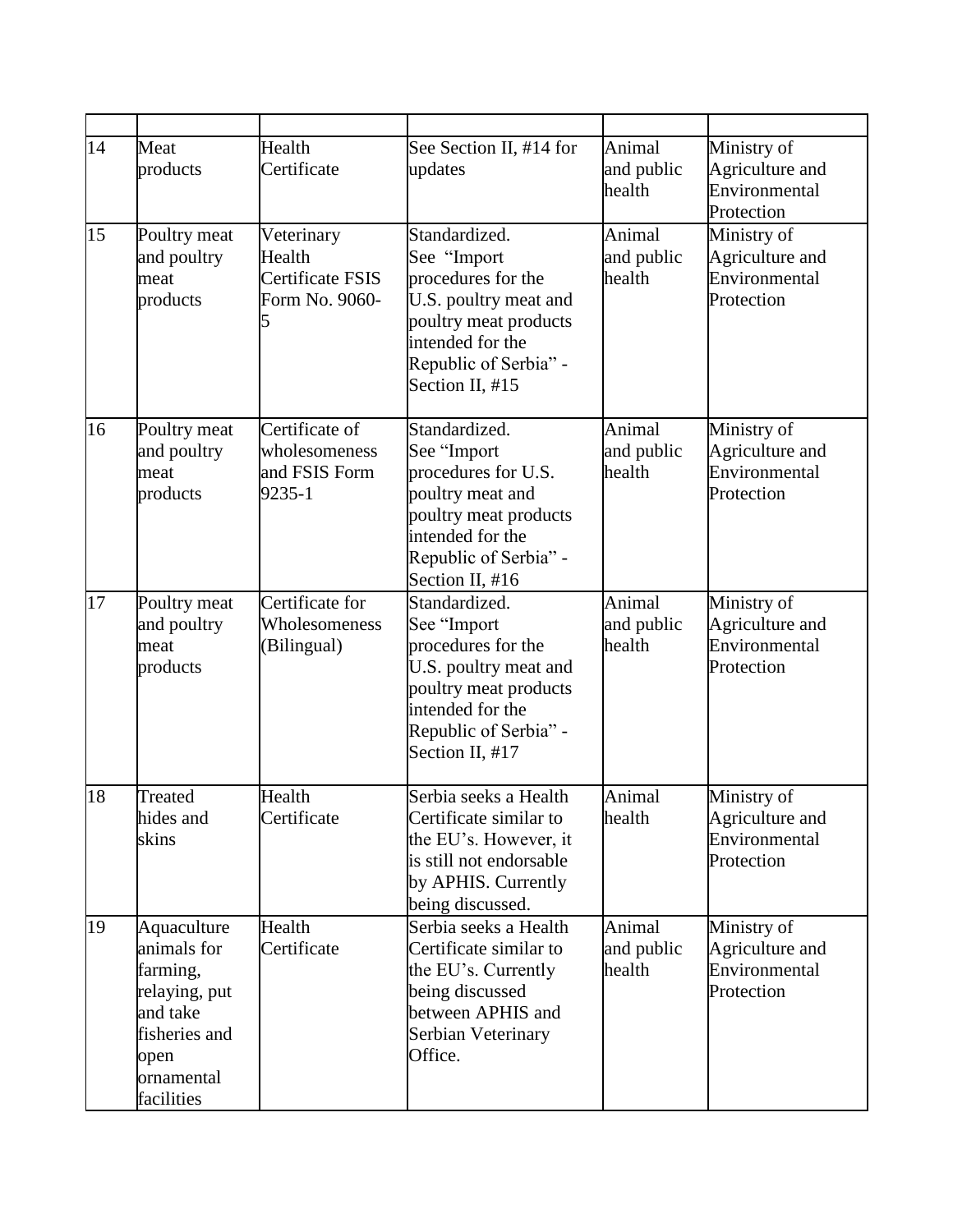| | | | | | |
|---|---|---|---|---|---|
| 14 | Meat products | Health Certificate | See Section II, #14 for updates | Animal and public health | Ministry of Agriculture and Environmental Protection |
| 15 | Poultry meat and poultry meat products | Veterinary Health Certificate FSIS Form No. 9060-5 | Standardized. See "Import procedures for the U.S. poultry meat and poultry meat products intended for the Republic of Serbia" - Section II, #15 | Animal and public health | Ministry of Agriculture and Environmental Protection |
| 16 | Poultry meat and poultry meat products | Certificate of wholesomeness and FSIS Form 9235-1 | Standardized. See "Import procedures for U.S. poultry meat and poultry meat products intended for the Republic of Serbia" - Section II, #16 | Animal and public health | Ministry of Agriculture and Environmental Protection |
| 17 | Poultry meat and poultry meat products | Certificate for Wholesomeness (Bilingual) | Standardized. See "Import procedures for the U.S. poultry meat and poultry meat products intended for the Republic of Serbia" - Section II, #17 | Animal and public health | Ministry of Agriculture and Environmental Protection |
| 18 | Treated hides and skins | Health Certificate | Serbia seeks a Health Certificate similar to the EU's. However, it is still not endorsable by APHIS. Currently being discussed. | Animal health | Ministry of Agriculture and Environmental Protection |
| 19 | Aquaculture animals for farming, relaying, put and take fisheries and open ornamental facilities | Health Certificate | Serbia seeks a Health Certificate similar to the EU's. Currently being discussed between APHIS and Serbian Veterinary Office. | Animal and public health | Ministry of Agriculture and Environmental Protection |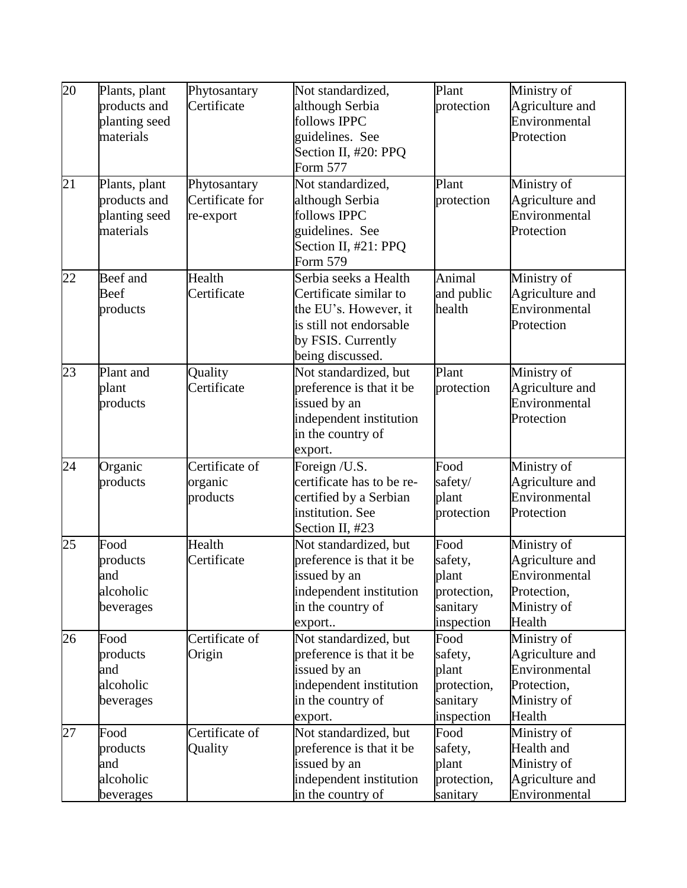| 20 | Plants, plant products and planting seed materials | Phytosantary Certificate | Not standardized, although Serbia follows IPPC guidelines. See Section II, #20: PPQ Form 577 | Plant protection | Ministry of Agriculture and Environmental Protection |
|---|---|---|---|---|---|
| 21 | Plants, plant products and planting seed materials | Phytosantary Certificate for re-export | Not standardized, although Serbia follows IPPC guidelines. See Section II, #21: PPQ Form 579 | Plant protection | Ministry of Agriculture and Environmental Protection |
| 22 | Beef and Beef products | Health Certificate | Serbia seeks a Health Certificate similar to the EU's. However, it is still not endorsable by FSIS. Currently being discussed. | Animal and public health | Ministry of Agriculture and Environmental Protection |
| 23 | Plant and plant products | Quality Certificate | Not standardized, but preference is that it be issued by an independent institution in the country of export. | Plant protection | Ministry of Agriculture and Environmental Protection |
| 24 | Organic products | Certificate of organic products | Foreign /U.S. certificate has to be re-certified by a Serbian institution. See Section II, #23 | Food safety/ plant protection | Ministry of Agriculture and Environmental Protection |
| 25 | Food products and alcoholic beverages | Health Certificate | Not standardized, but preference is that it be issued by an independent institution in the country of export.. | Food safety, plant protection, sanitary inspection | Ministry of Agriculture and Environmental Protection, Ministry of Health |
| 26 | Food products and alcoholic beverages | Certificate of Origin | Not standardized, but preference is that it be issued by an independent institution in the country of export. | Food safety, plant protection, sanitary inspection | Ministry of Agriculture and Environmental Protection, Ministry of Health |
| 27 | Food products and alcoholic beverages | Certificate of Quality | Not standardized, but preference is that it be issued by an independent institution in the country of | Food safety, plant protection, sanitary | Ministry of Health and Ministry of Agriculture and Environmental |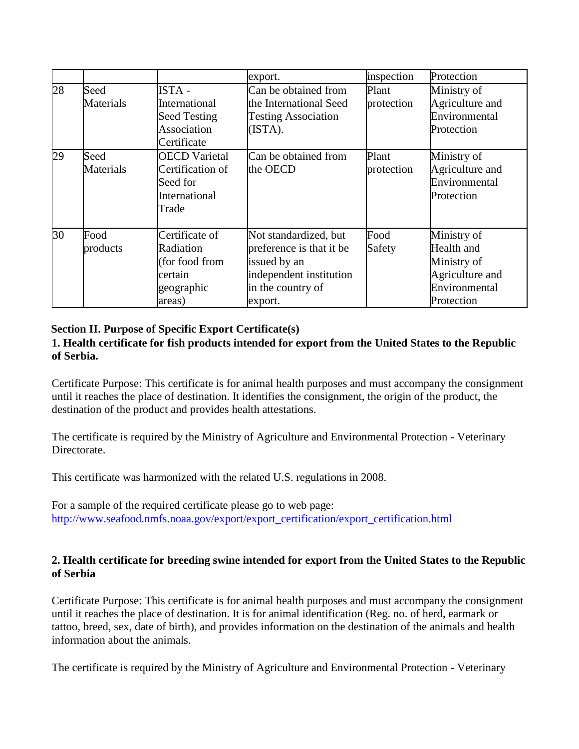|  |  |  | export. | inspection | Protection |
|---|---|---|---|---|---|
| 28 | Seed Materials | ISTA - International Seed Testing Association Certificate | Can be obtained from the International Seed Testing Association (ISTA). | Plant protection | Ministry of Agriculture and Environmental Protection |
| 29 | Seed Materials | OECD Varietal Certification of Seed for International Trade | Can be obtained from the OECD | Plant protection | Ministry of Agriculture and Environmental Protection |
| 30 | Food products | Certificate of Radiation (for food from certain geographic areas) | Not standardized, but preference is that it be issued by an independent institution in the country of export. | Food Safety | Ministry of Health and Ministry of Agriculture and Environmental Protection |

**Section II. Purpose of Specific Export Certificate(s)**

**1. Health certificate for fish products intended for export from the United States to the Republic of Serbia.**

Certificate Purpose: This certificate is for animal health purposes and must accompany the consignment until it reaches the place of destination. It identifies the consignment, the origin of the product, the destination of the product and provides health attestations.

The certificate is required by the Ministry of Agriculture and Environmental Protection - Veterinary Directorate.

This certificate was harmonized with the related U.S. regulations in 2008.

For a sample of the required certificate please go to web page:
http://www.seafood.nmfs.noaa.gov/export/export_certification/export_certification.html

**2. Health certificate for breeding swine intended for export from the United States to the Republic of Serbia**

Certificate Purpose: This certificate is for animal health purposes and must accompany the consignment until it reaches the place of destination. It is for animal identification (Reg. no. of herd, earmark or tattoo, breed, sex, date of birth), and provides information on the destination of the animals and health information about the animals.

The certificate is required by the Ministry of Agriculture and Environmental Protection - Veterinary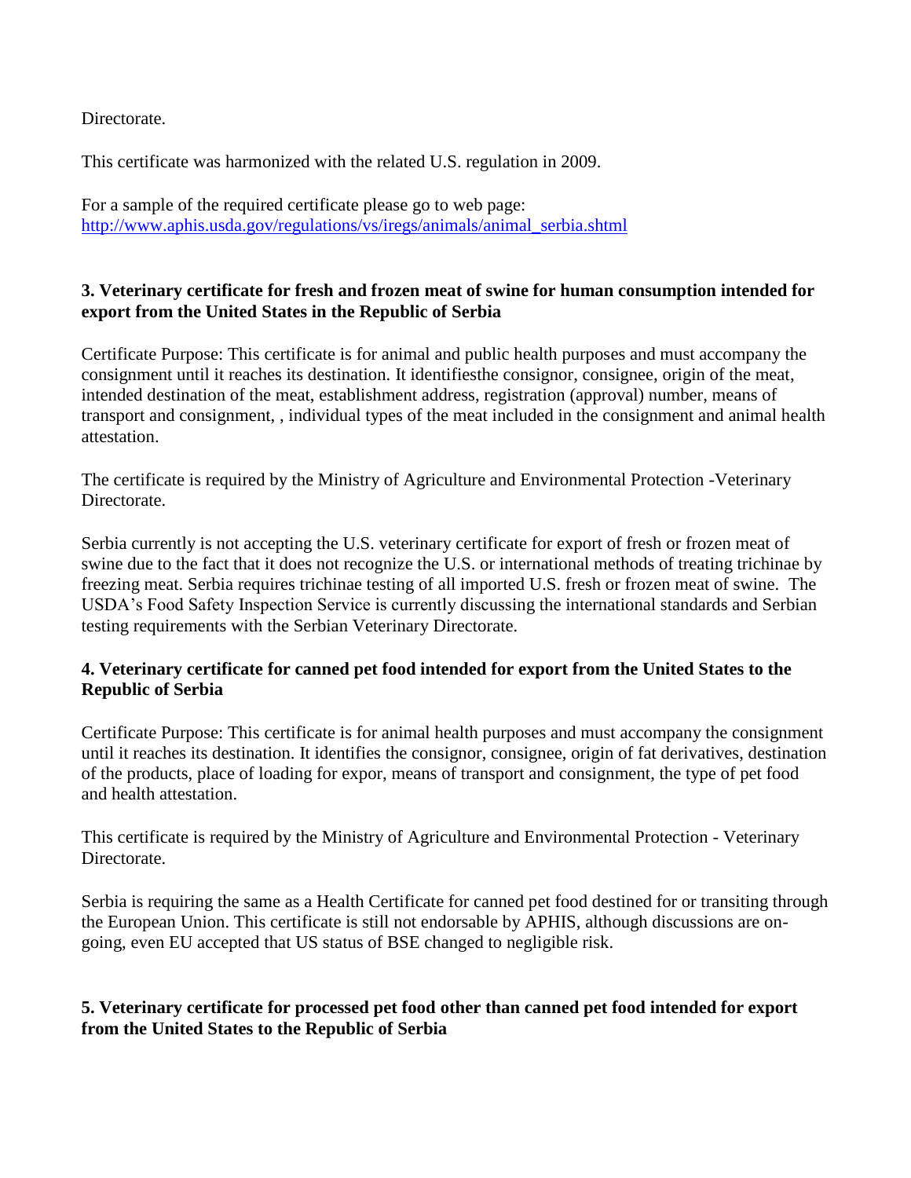Directorate.

This certificate was harmonized with the related U.S. regulation in 2009.

For a sample of the required certificate please go to web page:
[http://www.aphis.usda.gov/regulations/vs/iregs/animals/animal_serbia.shtml](http://www.aphis.usda.gov/regulations/vs/iregs/animals/animal_serbia.shtml)

**3. Veterinary certificate for fresh and frozen meat of swine for human consumption intended for export from the United States in the Republic of Serbia**

Certificate Purpose: This certificate is for animal and public health purposes and must accompany the consignment until it reaches its destination. It identifiesthe consignor, consignee, origin of the meat, intended destination of the meat, establishment address, registration (approval) number, means of transport and consignment, , individual types of the meat included in the consignment and animal health attestation.

The certificate is required by the Ministry of Agriculture and Environmental Protection -Veterinary Directorate.

Serbia currently is not accepting the U.S. veterinary certificate for export of fresh or frozen meat of swine due to the fact that it does not recognize the U.S. or international methods of treating trichinae by freezing meat. Serbia requires trichinae testing of all imported U.S. fresh or frozen meat of swine. The USDA's Food Safety Inspection Service is currently discussing the international standards and Serbian testing requirements with the Serbian Veterinary Directorate.

**4. Veterinary certificate for canned pet food intended for export from the United States to the Republic of Serbia**

Certificate Purpose: This certificate is for animal health purposes and must accompany the consignment until it reaches its destination. It identifies the consignor, consignee, origin of fat derivatives, destination of the products, place of loading for expor, means of transport and consignment, the type of pet food and health attestation.

This certificate is required by the Ministry of Agriculture and Environmental Protection - Veterinary Directorate.

Serbia is requiring the same as a Health Certificate for canned pet food destined for or transiting through the European Union. This certificate is still not endorsable by APHIS, although discussions are on-going, even EU accepted that US status of BSE changed to negligible risk.

**5. Veterinary certificate for processed pet food other than canned pet food intended for export from the United States to the Republic of Serbia**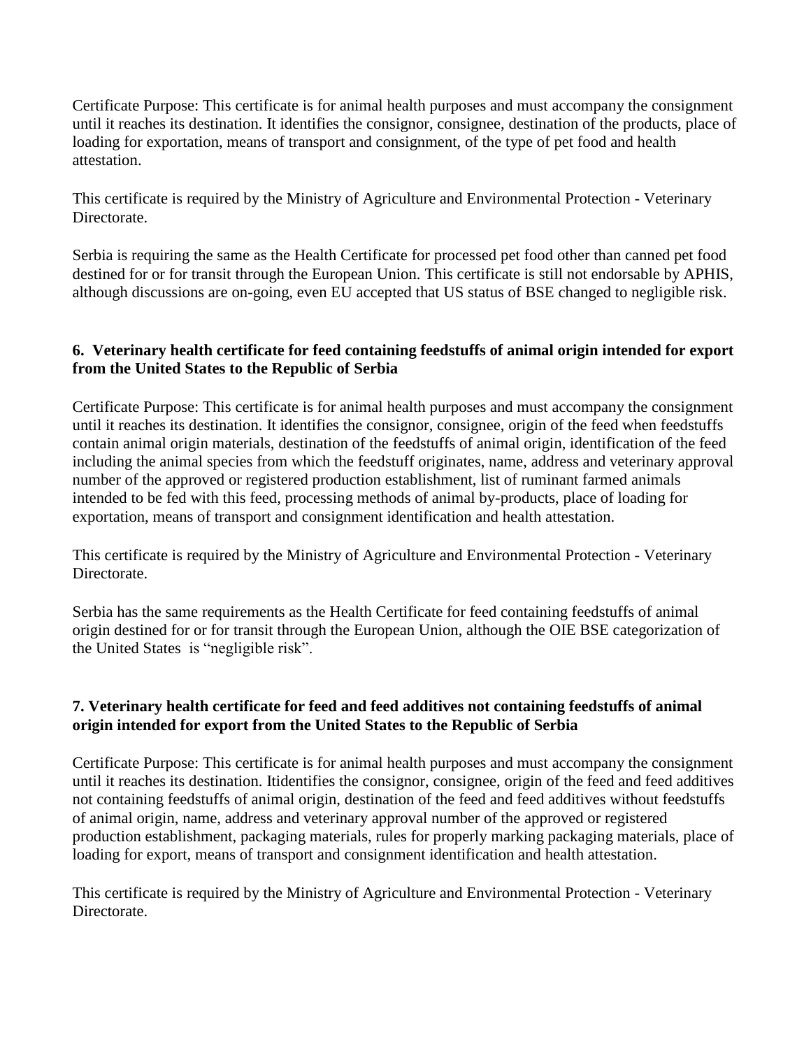Certificate Purpose: This certificate is for animal health purposes and must accompany the consignment until it reaches its destination. It identifies the consignor, consignee, destination of the products, place of loading for exportation, means of transport and consignment, of the type of pet food and health attestation.

This certificate is required by the Ministry of Agriculture and Environmental Protection - Veterinary Directorate.

Serbia is requiring the same as the Health Certificate for processed pet food other than canned pet food destined for or for transit through the European Union. This certificate is still not endorsable by APHIS, although discussions are on-going, even EU accepted that US status of BSE changed to negligible risk.

**6. Veterinary health certificate for feed containing feedstuffs of animal origin intended for export from the United States to the Republic of Serbia**

Certificate Purpose: This certificate is for animal health purposes and must accompany the consignment until it reaches its destination. It identifies the consignor, consignee, origin of the feed when feedstuffs contain animal origin materials, destination of the feedstuffs of animal origin, identification of the feed including the animal species from which the feedstuff originates, name, address and veterinary approval number of the approved or registered production establishment, list of ruminant farmed animals intended to be fed with this feed, processing methods of animal by-products, place of loading for exportation, means of transport and consignment identification and health attestation.

This certificate is required by the Ministry of Agriculture and Environmental Protection - Veterinary Directorate.

Serbia has the same requirements as the Health Certificate for feed containing feedstuffs of animal origin destined for or for transit through the European Union, although the OIE BSE categorization of the United States is "negligible risk".

**7. Veterinary health certificate for feed and feed additives not containing feedstuffs of animal origin intended for export from the United States to the Republic of Serbia**

Certificate Purpose: This certificate is for animal health purposes and must accompany the consignment until it reaches its destination. Itidentifies the consignor, consignee, origin of the feed and feed additives not containing feedstuffs of animal origin, destination of the feed and feed additives without feedstuffs of animal origin, name, address and veterinary approval number of the approved or registered production establishment, packaging materials, rules for properly marking packaging materials, place of loading for export, means of transport and consignment identification and health attestation.

This certificate is required by the Ministry of Agriculture and Environmental Protection - Veterinary Directorate.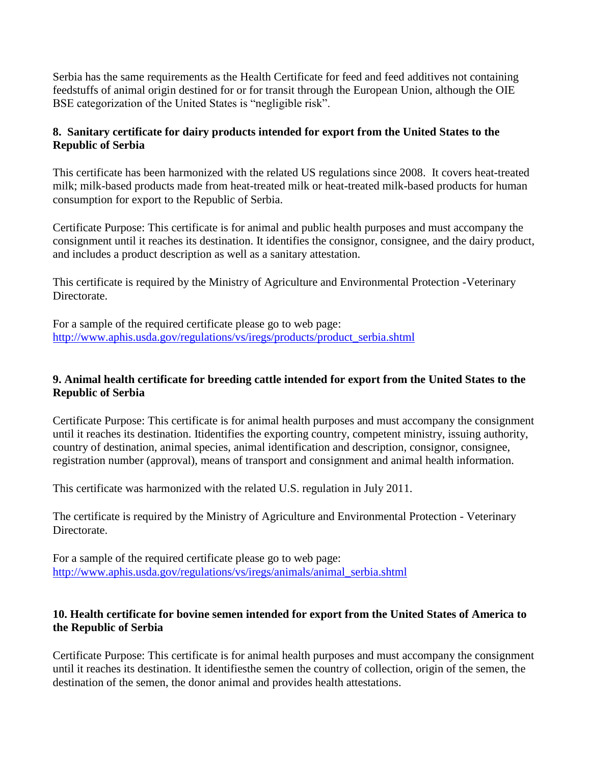Serbia has the same requirements as the Health Certificate for feed and feed additives not containing feedstuffs of animal origin destined for or for transit through the European Union, although the OIE BSE categorization of the United States is "negligible risk".

**8. Sanitary certificate for dairy products intended for export from the United States to the Republic of Serbia**

This certificate has been harmonized with the related US regulations since 2008. It covers heat-treated milk; milk-based products made from heat-treated milk or heat-treated milk-based products for human consumption for export to the Republic of Serbia.

Certificate Purpose: This certificate is for animal and public health purposes and must accompany the consignment until it reaches its destination. It identifies the consignor, consignee, and the dairy product, and includes a product description as well as a sanitary attestation.

This certificate is required by the Ministry of Agriculture and Environmental Protection -Veterinary Directorate.

For a sample of the required certificate please go to web page:
http://www.aphis.usda.gov/regulations/vs/iregs/products/product_serbia.shtml

**9. Animal health certificate for breeding cattle intended for export from the United States to the Republic of Serbia**

Certificate Purpose: This certificate is for animal health purposes and must accompany the consignment until it reaches its destination. Itidentifies the exporting country, competent ministry, issuing authority, country of destination, animal species, animal identification and description, consignor, consignee, registration number (approval), means of transport and consignment and animal health information.

This certificate was harmonized with the related U.S. regulation in July 2011.

The certificate is required by the Ministry of Agriculture and Environmental Protection - Veterinary Directorate.

For a sample of the required certificate please go to web page:
http://www.aphis.usda.gov/regulations/vs/iregs/animals/animal_serbia.shtml

**10. Health certificate for bovine semen intended for export from the United States of America to the Republic of Serbia**

Certificate Purpose: This certificate is for animal health purposes and must accompany the consignment until it reaches its destination. It identifiesthe semen the country of collection, origin of the semen, the destination of the semen, the donor animal and provides health attestations.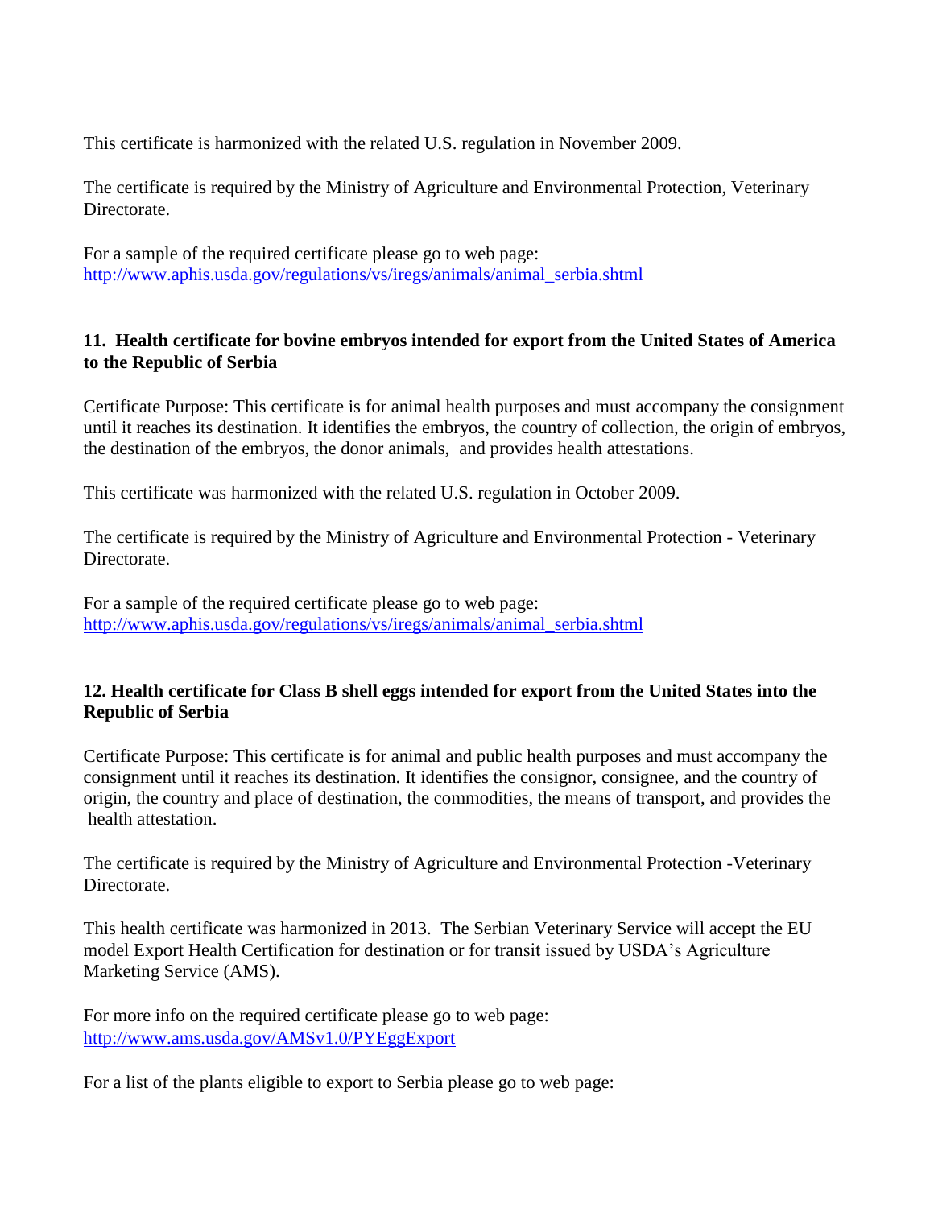This certificate is harmonized with the related U.S. regulation in November 2009.

The certificate is required by the Ministry of Agriculture and Environmental Protection, Veterinary Directorate.

For a sample of the required certificate please go to web page:
http://www.aphis.usda.gov/regulations/vs/iregs/animals/animal_serbia.shtml

### 11. Health certificate for bovine embryos intended for export from the United States of America to the Republic of Serbia

Certificate Purpose: This certificate is for animal health purposes and must accompany the consignment until it reaches its destination. It identifies the embryos, the country of collection, the origin of embryos, the destination of the embryos, the donor animals, and provides health attestations.

This certificate was harmonized with the related U.S. regulation in October 2009.

The certificate is required by the Ministry of Agriculture and Environmental Protection - Veterinary Directorate.

For a sample of the required certificate please go to web page:
http://www.aphis.usda.gov/regulations/vs/iregs/animals/animal_serbia.shtml

### 12. Health certificate for Class B shell eggs intended for export from the United States into the Republic of Serbia

Certificate Purpose: This certificate is for animal and public health purposes and must accompany the consignment until it reaches its destination. It identifies the consignor, consignee, and the country of origin, the country and place of destination, the commodities, the means of transport, and provides the health attestation.

The certificate is required by the Ministry of Agriculture and Environmental Protection -Veterinary Directorate.

This health certificate was harmonized in 2013. The Serbian Veterinary Service will accept the EU model Export Health Certification for destination or for transit issued by USDA's Agriculture Marketing Service (AMS).

For more info on the required certificate please go to web page:
http://www.ams.usda.gov/AMSv1.0/PYEggExport

For a list of the plants eligible to export to Serbia please go to web page: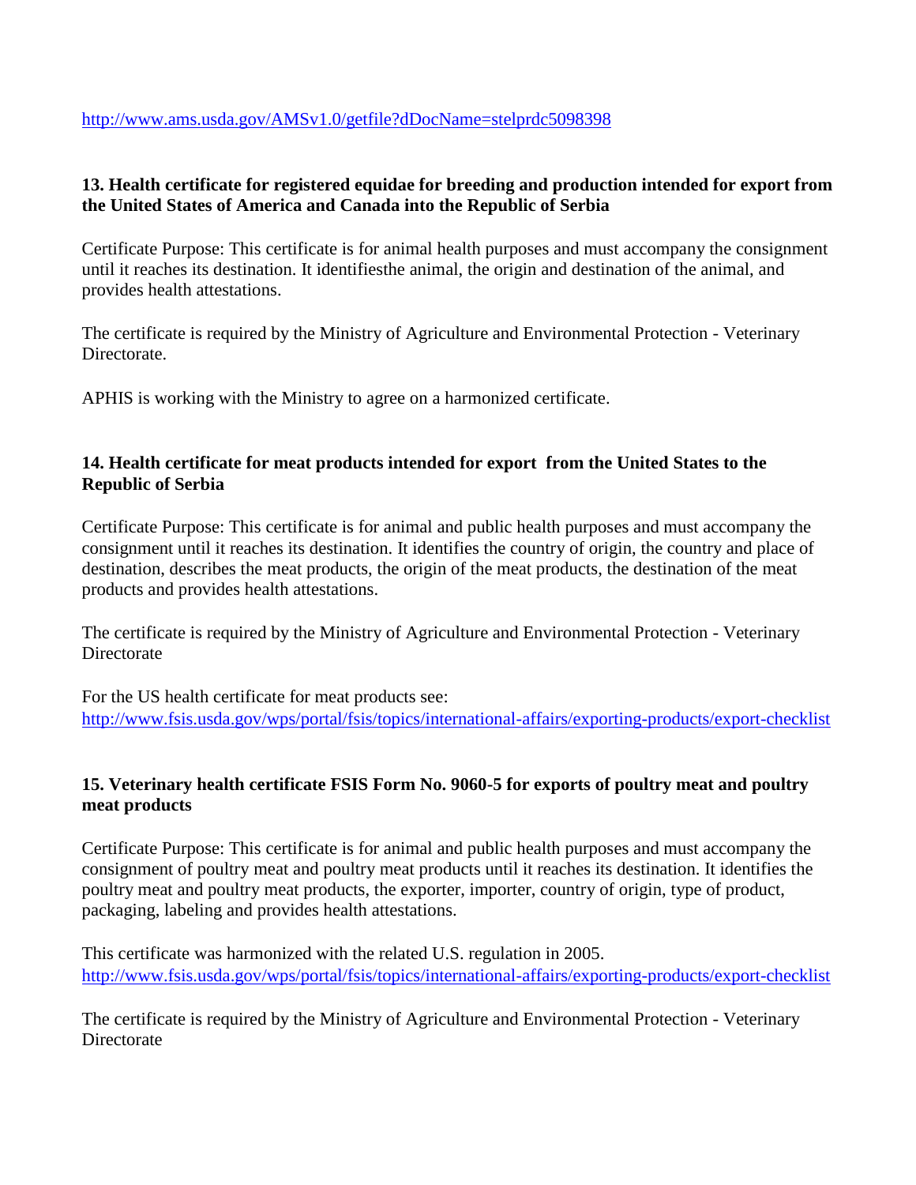http://www.ams.usda.gov/AMSv1.0/getfile?dDocName=stelprdc5098398

**13. Health certificate for registered equidae for breeding and production intended for export from the United States of America and Canada into the Republic of Serbia**

Certificate Purpose: This certificate is for animal health purposes and must accompany the consignment until it reaches its destination. It identifiesthe animal, the origin and destination of the animal, and provides health attestations.

The certificate is required by the Ministry of Agriculture and Environmental Protection - Veterinary Directorate.

APHIS is working with the Ministry to agree on a harmonized certificate.

**14. Health certificate for meat products intended for export from the United States to the Republic of Serbia**

Certificate Purpose: This certificate is for animal and public health purposes and must accompany the consignment until it reaches its destination. It identifies the country of origin, the country and place of destination, describes the meat products, the origin of the meat products, the destination of the meat products and provides health attestations.

The certificate is required by the Ministry of Agriculture and Environmental Protection - Veterinary Directorate

For the US health certificate for meat products see:
http://www.fsis.usda.gov/wps/portal/fsis/topics/international-affairs/exporting-products/export-checklist

**15. Veterinary health certificate FSIS Form No. 9060-5 for exports of poultry meat and poultry meat products**

Certificate Purpose: This certificate is for animal and public health purposes and must accompany the consignment of poultry meat and poultry meat products until it reaches its destination. It identifies the poultry meat and poultry meat products, the exporter, importer, country of origin, type of product, packaging, labeling and provides health attestations.

This certificate was harmonized with the related U.S. regulation in 2005.
http://www.fsis.usda.gov/wps/portal/fsis/topics/international-affairs/exporting-products/export-checklist

The certificate is required by the Ministry of Agriculture and Environmental Protection - Veterinary Directorate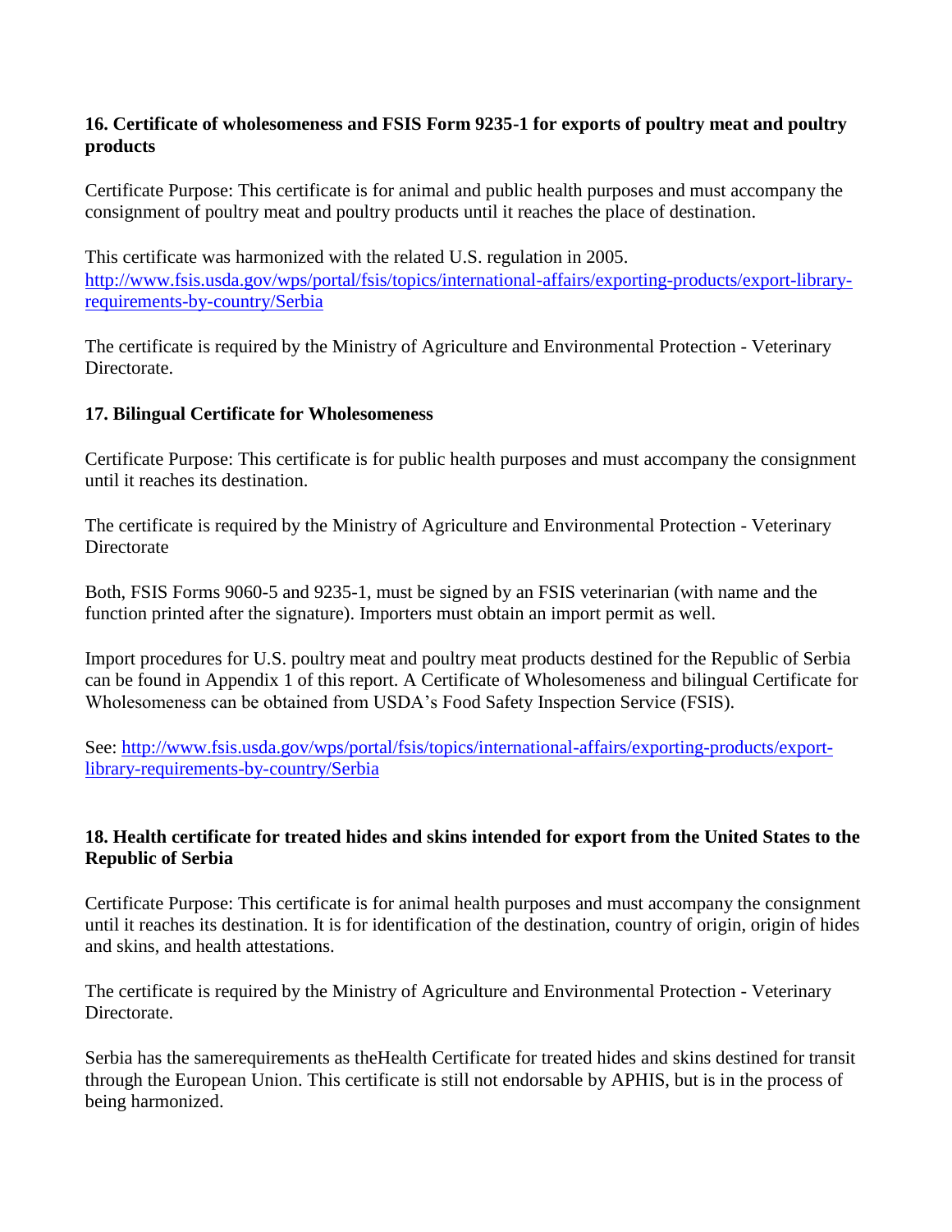**16. Certificate of wholesomeness and FSIS Form 9235-1 for exports of poultry meat and poultry products**

Certificate Purpose: This certificate is for animal and public health purposes and must accompany the consignment of poultry meat and poultry products until it reaches the place of destination.

This certificate was harmonized with the related U.S. regulation in 2005.
[http://www.fsis.usda.gov/wps/portal/fsis/topics/international-affairs/exporting-products/export-library-requirements-by-country/Serbia](http://www.fsis.usda.gov/wps/portal/fsis/topics/international-affairs/exporting-products/export-library-requirements-by-country/Serbia)

The certificate is required by the Ministry of Agriculture and Environmental Protection - Veterinary Directorate.

**17. Bilingual Certificate for Wholesomeness**

Certificate Purpose: This certificate is for public health purposes and must accompany the consignment until it reaches its destination.

The certificate is required by the Ministry of Agriculture and Environmental Protection - Veterinary Directorate

Both, FSIS Forms 9060-5 and 9235-1, must be signed by an FSIS veterinarian (with name and the function printed after the signature). Importers must obtain an import permit as well.

Import procedures for U.S. poultry meat and poultry meat products destined for the Republic of Serbia can be found in Appendix 1 of this report. A Certificate of Wholesomeness and bilingual Certificate for Wholesomeness can be obtained from USDA's Food Safety Inspection Service (FSIS).

See: [http://www.fsis.usda.gov/wps/portal/fsis/topics/international-affairs/exporting-products/export-library-requirements-by-country/Serbia](http://www.fsis.usda.gov/wps/portal/fsis/topics/international-affairs/exporting-products/export-library-requirements-by-country/Serbia)

**18. Health certificate for treated hides and skins intended for export from the United States to the Republic of Serbia**

Certificate Purpose: This certificate is for animal health purposes and must accompany the consignment until it reaches its destination. It is for identification of the destination, country of origin, origin of hides and skins, and health attestations.

The certificate is required by the Ministry of Agriculture and Environmental Protection - Veterinary Directorate.

Serbia has the samerequirements as theHealth Certificate for treated hides and skins destined for transit through the European Union. This certificate is still not endorsable by APHIS, but is in the process of being harmonized.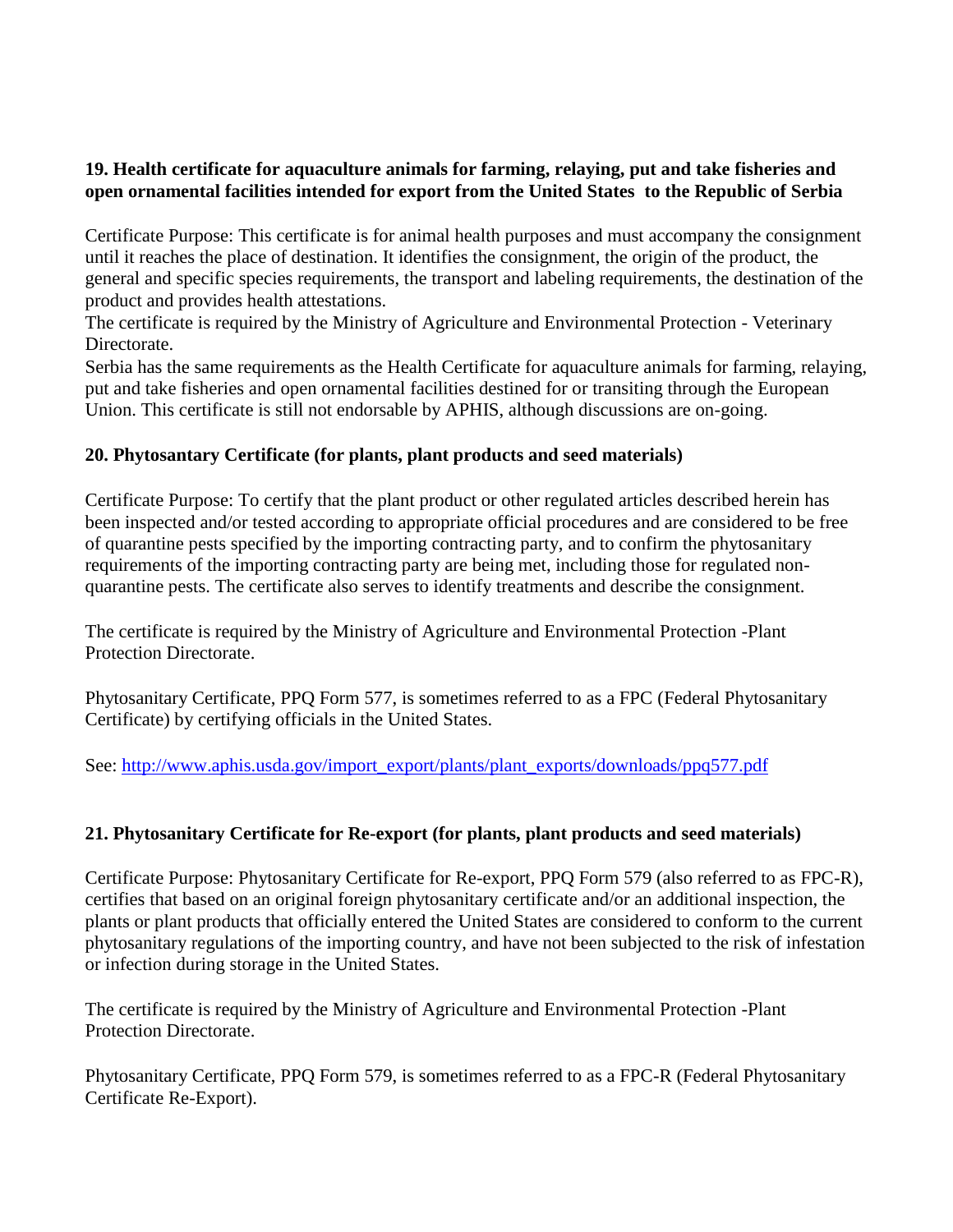**19. Health certificate for aquaculture animals for farming, relaying, put and take fisheries and open ornamental facilities intended for export from the United States to the Republic of Serbia**

Certificate Purpose: This certificate is for animal health purposes and must accompany the consignment until it reaches the place of destination. It identifies the consignment, the origin of the product, the general and specific species requirements, the transport and labeling requirements, the destination of the product and provides health attestations.
The certificate is required by the Ministry of Agriculture and Environmental Protection - Veterinary Directorate.
Serbia has the same requirements as the Health Certificate for aquaculture animals for farming, relaying, put and take fisheries and open ornamental facilities destined for or transiting through the European Union. This certificate is still not endorsable by APHIS, although discussions are on-going.

**20. Phytosantary Certificate (for plants, plant products and seed materials)**

Certificate Purpose: To certify that the plant product or other regulated articles described herein has been inspected and/or tested according to appropriate official procedures and are considered to be free of quarantine pests specified by the importing contracting party, and to confirm the phytosanitary requirements of the importing contracting party are being met, including those for regulated non-quarantine pests. The certificate also serves to identify treatments and describe the consignment.

The certificate is required by the Ministry of Agriculture and Environmental Protection -Plant Protection Directorate.

Phytosanitary Certificate, PPQ Form 577, is sometimes referred to as a FPC (Federal Phytosanitary Certificate) by certifying officials in the United States.

See: [http://www.aphis.usda.gov/import_export/plants/plant_exports/downloads/ppq577.pdf](http://www.aphis.usda.gov/import_export/plants/plant_exports/downloads/ppq577.pdf)

**21. Phytosanitary Certificate for Re-export (for plants, plant products and seed materials)**

Certificate Purpose: Phytosanitary Certificate for Re-export, PPQ Form 579 (also referred to as FPC-R), certifies that based on an original foreign phytosanitary certificate and/or an additional inspection, the plants or plant products that officially entered the United States are considered to conform to the current phytosanitary regulations of the importing country, and have not been subjected to the risk of infestation or infection during storage in the United States.

The certificate is required by the Ministry of Agriculture and Environmental Protection -Plant Protection Directorate.

Phytosanitary Certificate, PPQ Form 579, is sometimes referred to as a FPC-R (Federal Phytosanitary Certificate Re-Export).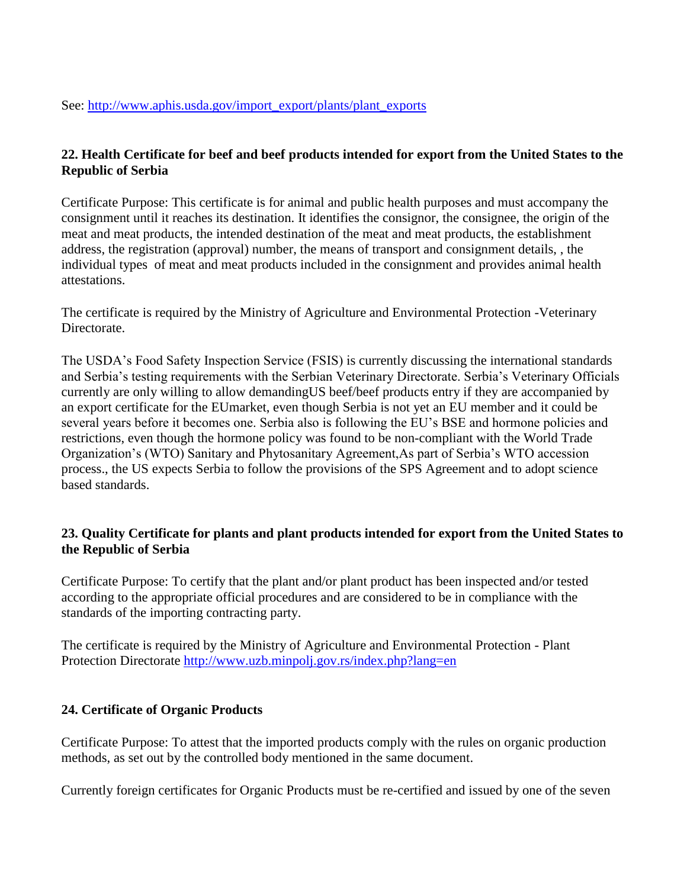See: [http://www.aphis.usda.gov/import_export/plants/plant_exports](http://www.aphis.usda.gov/import_export/plants/plant_exports)

### 22. Health Certificate for beef and beef products intended for export from the United States to the Republic of Serbia

Certificate Purpose: This certificate is for animal and public health purposes and must accompany the consignment until it reaches its destination. It identifies the consignor, the consignee, the origin of the meat and meat products, the intended destination of the meat and meat products, the establishment address, the registration (approval) number, the means of transport and consignment details, , the individual types of meat and meat products included in the consignment and provides animal health attestations.

The certificate is required by the Ministry of Agriculture and Environmental Protection -Veterinary Directorate.

The USDA's Food Safety Inspection Service (FSIS) is currently discussing the international standards and Serbia's testing requirements with the Serbian Veterinary Directorate. Serbia's Veterinary Officials currently are only willing to allow demandingUS beef/beef products entry if they are accompanied by an export certificate for the EUmarket, even though Serbia is not yet an EU member and it could be several years before it becomes one. Serbia also is following the EU's BSE and hormone policies and restrictions, even though the hormone policy was found to be non-compliant with the World Trade Organization's (WTO) Sanitary and Phytosanitary Agreement,As part of Serbia's WTO accession process., the US expects Serbia to follow the provisions of the SPS Agreement and to adopt science based standards.

### 23. Quality Certificate for plants and plant products intended for export from the United States to the Republic of Serbia

Certificate Purpose: To certify that the plant and/or plant product has been inspected and/or tested according to the appropriate official procedures and are considered to be in compliance with the standards of the importing contracting party.

The certificate is required by the Ministry of Agriculture and Environmental Protection - Plant Protection Directorate [http://www.uzb.minpolj.gov.rs/index.php?lang=en](http://www.uzb.minpolj.gov.rs/index.php?lang=en)

### 24. Certificate of Organic Products

Certificate Purpose: To attest that the imported products comply with the rules on organic production methods, as set out by the controlled body mentioned in the same document.

Currently foreign certificates for Organic Products must be re-certified and issued by one of the seven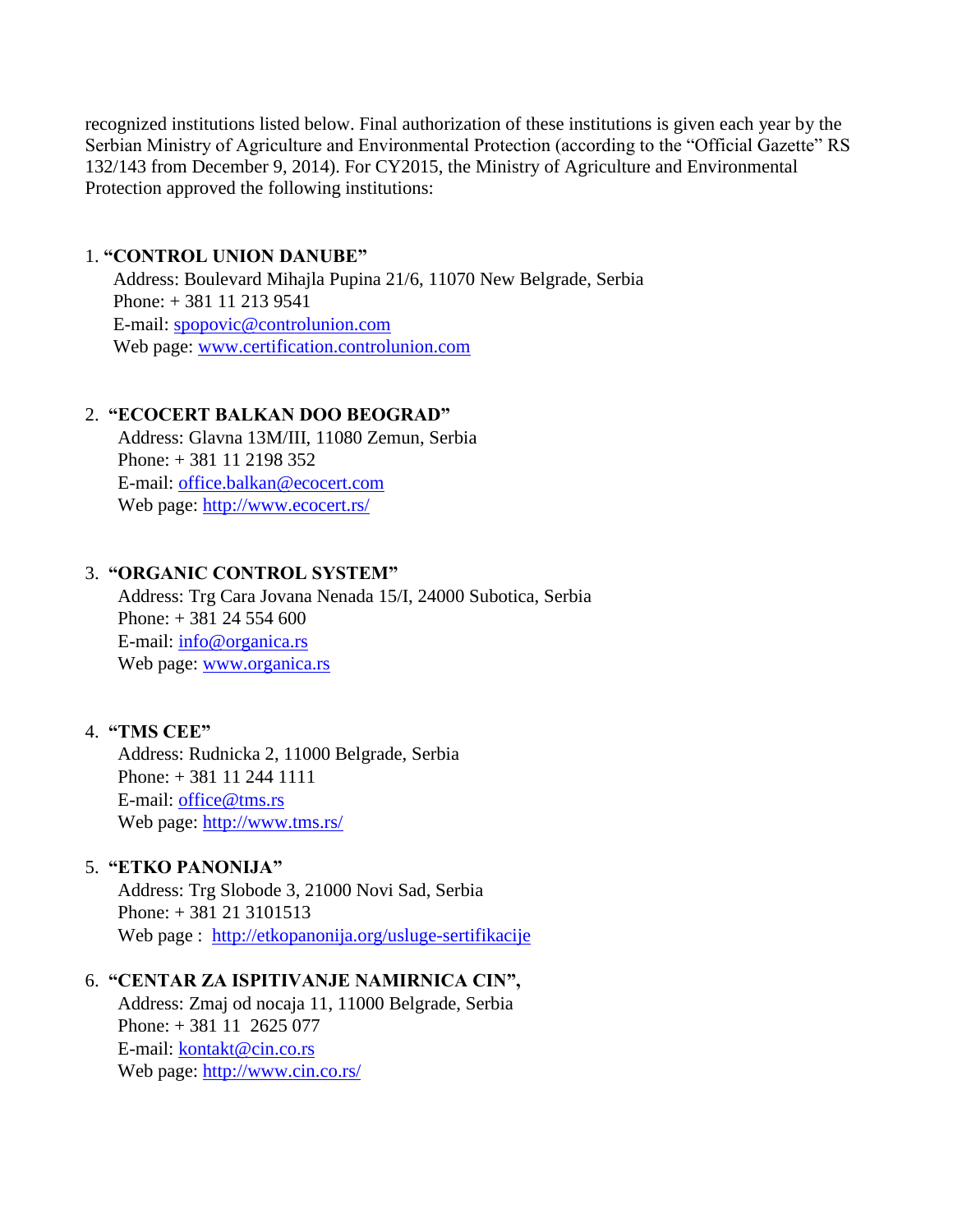recognized institutions listed below. Final authorization of these institutions is given each year by the Serbian Ministry of Agriculture and Environmental Protection (according to the "Official Gazette" RS 132/143 from December 9, 2014). For CY2015, the Ministry of Agriculture and Environmental Protection approved the following institutions:

1. **"CONTROL UNION DANUBE"**
   Address: Boulevard Mihajla Pupina 21/6, 11070 New Belgrade, Serbia
   Phone: + 381 11 213 9541
   E-mail: spopovic@controlunion.com
   Web page: www.certification.controlunion.com

2. **"ECOCERT BALKAN DOO BEOGRAD"**
   Address: Glavna 13M/III, 11080 Zemun, Serbia
   Phone: + 381 11 2198 352
   E-mail: office.balkan@ecocert.com
   Web page: http://www.ecocert.rs/

3. **"ORGANIC CONTROL SYSTEM"**
   Address: Trg Cara Jovana Nenada 15/I, 24000 Subotica, Serbia
   Phone: + 381 24 554 600
   E-mail: info@organica.rs
   Web page: www.organica.rs

4. **"TMS CEE"**
   Address: Rudnicka 2, 11000 Belgrade, Serbia
   Phone: + 381 11 244 1111
   E-mail: office@tms.rs
   Web page: http://www.tms.rs/

5. **"ETKO PANONIJA"**
   Address: Trg Slobode 3, 21000 Novi Sad, Serbia
   Phone: + 381 21 3101513
   Web page : http://etkopanonija.org/usluge-sertifikacije

6. **"CENTAR ZA ISPITIVANJE NAMIRNICA CIN",**
   Address: Zmaj od nocaja 11, 11000 Belgrade, Serbia
   Phone: + 381 11 2625 077
   E-mail: kontakt@cin.co.rs
   Web page: http://www.cin.co.rs/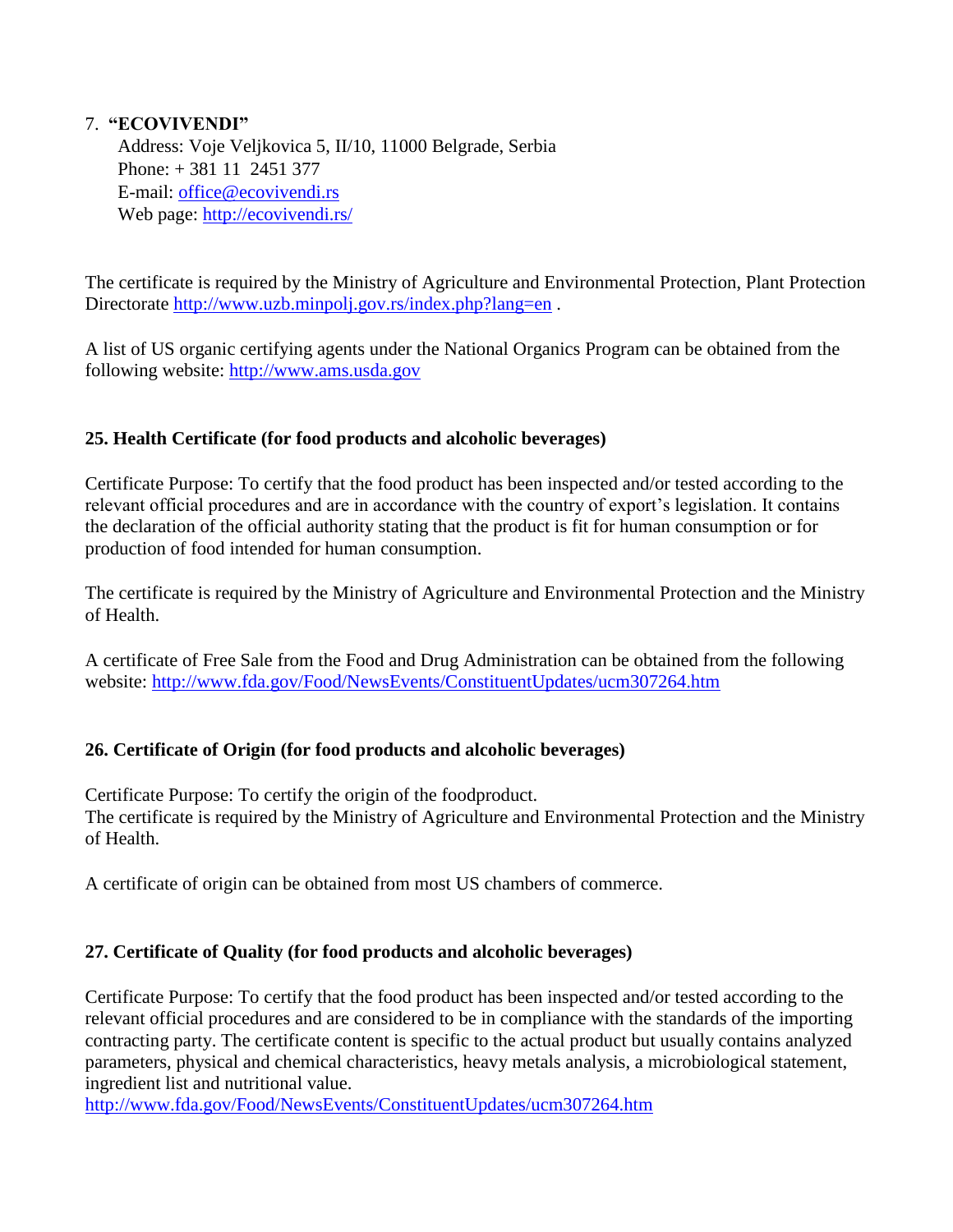7. **"ECOVIVENDI"**
   Address: Voje Veljkovica 5, II/10, 11000 Belgrade, Serbia
   Phone: + 381 11 2451 377
   E-mail: office@ecovivendi.rs
   Web page: http://ecovivendi.rs/

The certificate is required by the Ministry of Agriculture and Environmental Protection, Plant Protection Directorate http://www.uzb.minpolj.gov.rs/index.php?lang=en .

A list of US organic certifying agents under the National Organics Program can be obtained from the following website: http://www.ams.usda.gov

**25. Health Certificate (for food products and alcoholic beverages)**

Certificate Purpose: To certify that the food product has been inspected and/or tested according to the relevant official procedures and are in accordance with the country of export's legislation. It contains the declaration of the official authority stating that the product is fit for human consumption or for production of food intended for human consumption.

The certificate is required by the Ministry of Agriculture and Environmental Protection and the Ministry of Health.

A certificate of Free Sale from the Food and Drug Administration can be obtained from the following website: http://www.fda.gov/Food/NewsEvents/ConstituentUpdates/ucm307264.htm

**26. Certificate of Origin (for food products and alcoholic beverages)**

Certificate Purpose: To certify the origin of the foodproduct.
The certificate is required by the Ministry of Agriculture and Environmental Protection and the Ministry of Health.

A certificate of origin can be obtained from most US chambers of commerce.

**27. Certificate of Quality (for food products and alcoholic beverages)**

Certificate Purpose: To certify that the food product has been inspected and/or tested according to the relevant official procedures and are considered to be in compliance with the standards of the importing contracting party. The certificate content is specific to the actual product but usually contains analyzed parameters, physical and chemical characteristics, heavy metals analysis, a microbiological statement, ingredient list and nutritional value.
http://www.fda.gov/Food/NewsEvents/ConstituentUpdates/ucm307264.htm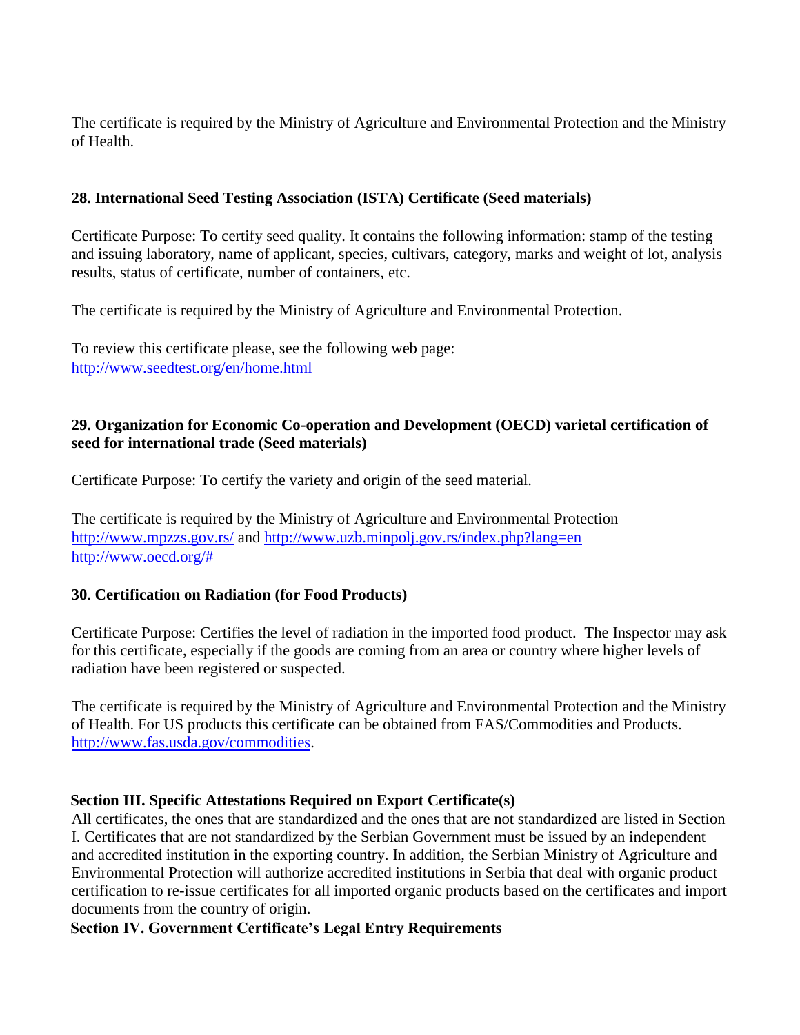The certificate is required by the Ministry of Agriculture and Environmental Protection and the Ministry of Health.

### 28. International Seed Testing Association (ISTA) Certificate (Seed materials)

Certificate Purpose: To certify seed quality. It contains the following information: stamp of the testing and issuing laboratory, name of applicant, species, cultivars, category, marks and weight of lot, analysis results, status of certificate, number of containers, etc.

The certificate is required by the Ministry of Agriculture and Environmental Protection.

To review this certificate please, see the following web page:
http://www.seedtest.org/en/home.html

### 29. Organization for Economic Co-operation and Development (OECD) varietal certification of seed for international trade (Seed materials)

Certificate Purpose: To certify the variety and origin of the seed material.

The certificate is required by the Ministry of Agriculture and Environmental Protection http://www.mpzzs.gov.rs/ and http://www.uzb.minpolj.gov.rs/index.php?lang=en
http://www.oecd.org/#

### 30. Certification on Radiation (for Food Products)

Certificate Purpose: Certifies the level of radiation in the imported food product. The Inspector may ask for this certificate, especially if the goods are coming from an area or country where higher levels of radiation have been registered or suspected.

The certificate is required by the Ministry of Agriculture and Environmental Protection and the Ministry of Health. For US products this certificate can be obtained from FAS/Commodities and Products. http://www.fas.usda.gov/commodities.

## Section III. Specific Attestations Required on Export Certificate(s)

All certificates, the ones that are standardized and the ones that are not standardized are listed in Section I. Certificates that are not standardized by the Serbian Government must be issued by an independent and accredited institution in the exporting country. In addition, the Serbian Ministry of Agriculture and Environmental Protection will authorize accredited institutions in Serbia that deal with organic product certification to re-issue certificates for all imported organic products based on the certificates and import documents from the country of origin.

## Section IV. Government Certificate's Legal Entry Requirements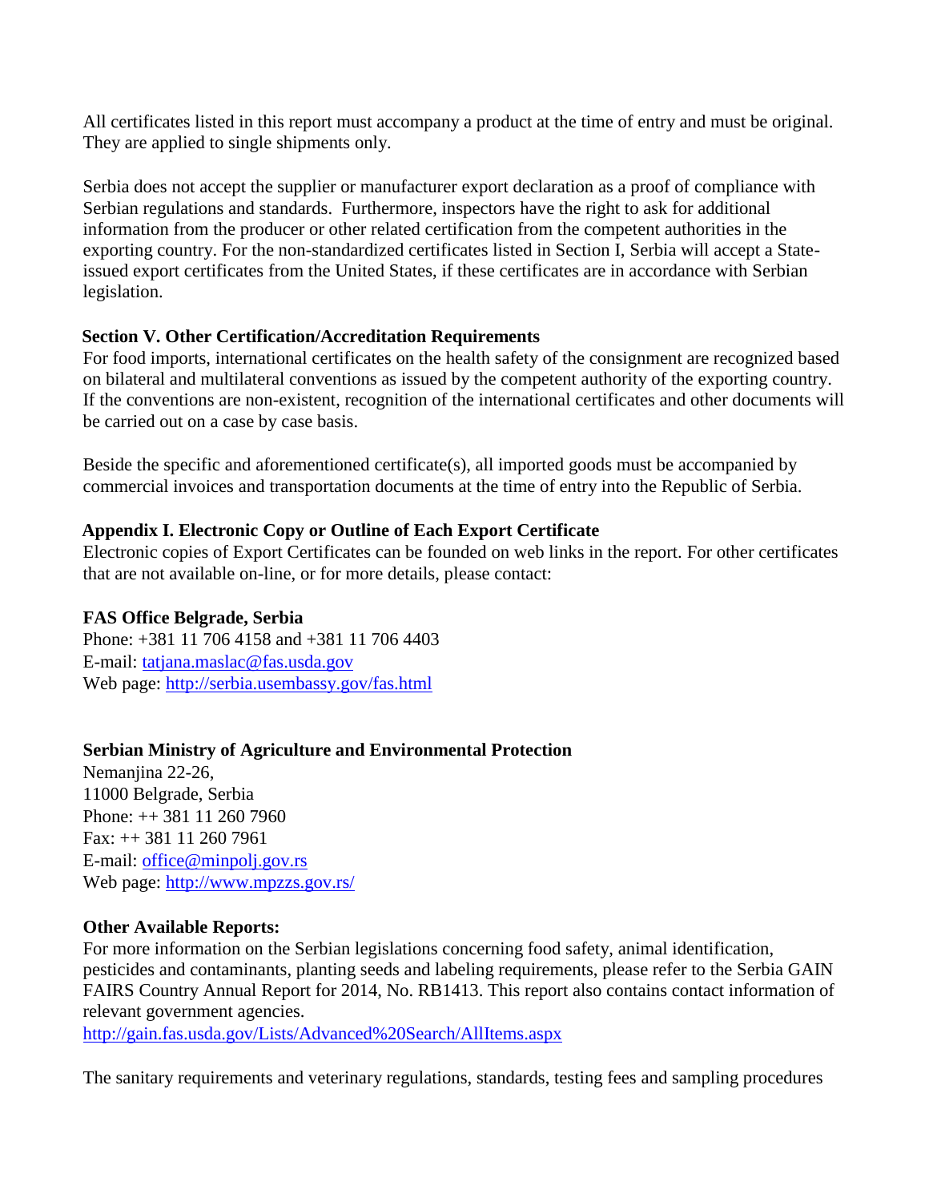All certificates listed in this report must accompany a product at the time of entry and must be original. They are applied to single shipments only.

Serbia does not accept the supplier or manufacturer export declaration as a proof of compliance with Serbian regulations and standards. Furthermore, inspectors have the right to ask for additional information from the producer or other related certification from the competent authorities in the exporting country. For the non-standardized certificates listed in Section I, Serbia will accept a State-issued export certificates from the United States, if these certificates are in accordance with Serbian legislation.

## Section V. Other Certification/Accreditation Requirements

For food imports, international certificates on the health safety of the consignment are recognized based on bilateral and multilateral conventions as issued by the competent authority of the exporting country. If the conventions are non-existent, recognition of the international certificates and other documents will be carried out on a case by case basis.

Beside the specific and aforementioned certificate(s), all imported goods must be accompanied by commercial invoices and transportation documents at the time of entry into the Republic of Serbia.

## Appendix I. Electronic Copy or Outline of Each Export Certificate

Electronic copies of Export Certificates can be founded on web links in the report. For other certificates that are not available on-line, or for more details, please contact:

**FAS Office Belgrade, Serbia**
Phone: +381 11 706 4158 and +381 11 706 4403
E-mail: tatjana.maslac@fas.usda.gov
Web page: http://serbia.usembassy.gov/fas.html

**Serbian Ministry of Agriculture and Environmental Protection**
Nemanjina 22-26,
11000 Belgrade, Serbia
Phone: ++ 381 11 260 7960
Fax: ++ 381 11 260 7961
E-mail: office@minpolj.gov.rs
Web page: http://www.mpzzs.gov.rs/

**Other Available Reports:**

For more information on the Serbian legislations concerning food safety, animal identification, pesticides and contaminants, planting seeds and labeling requirements, please refer to the Serbia GAIN FAIRS Country Annual Report for 2014, No. RB1413. This report also contains contact information of relevant government agencies.
http://gain.fas.usda.gov/Lists/Advanced%20Search/AllItems.aspx

The sanitary requirements and veterinary regulations, standards, testing fees and sampling procedures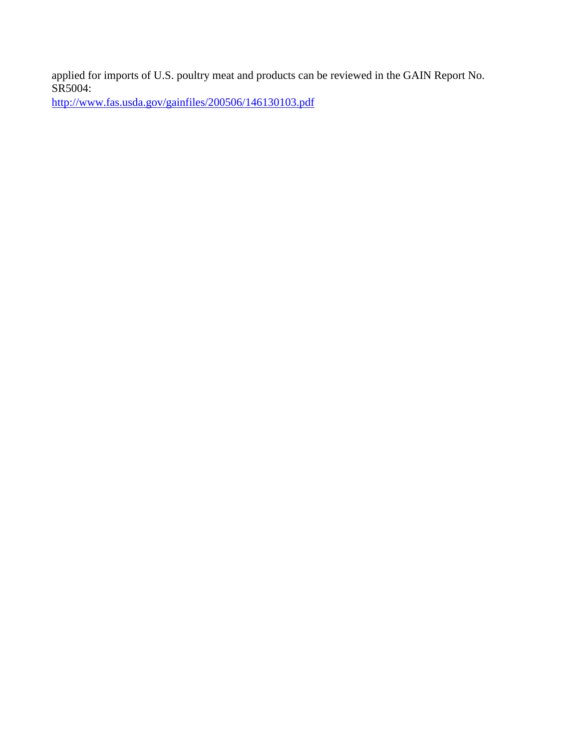applied for imports of U.S. poultry meat and products can be reviewed in the GAIN Report No. SR5004:
http://www.fas.usda.gov/gainfiles/200506/146130103.pdf